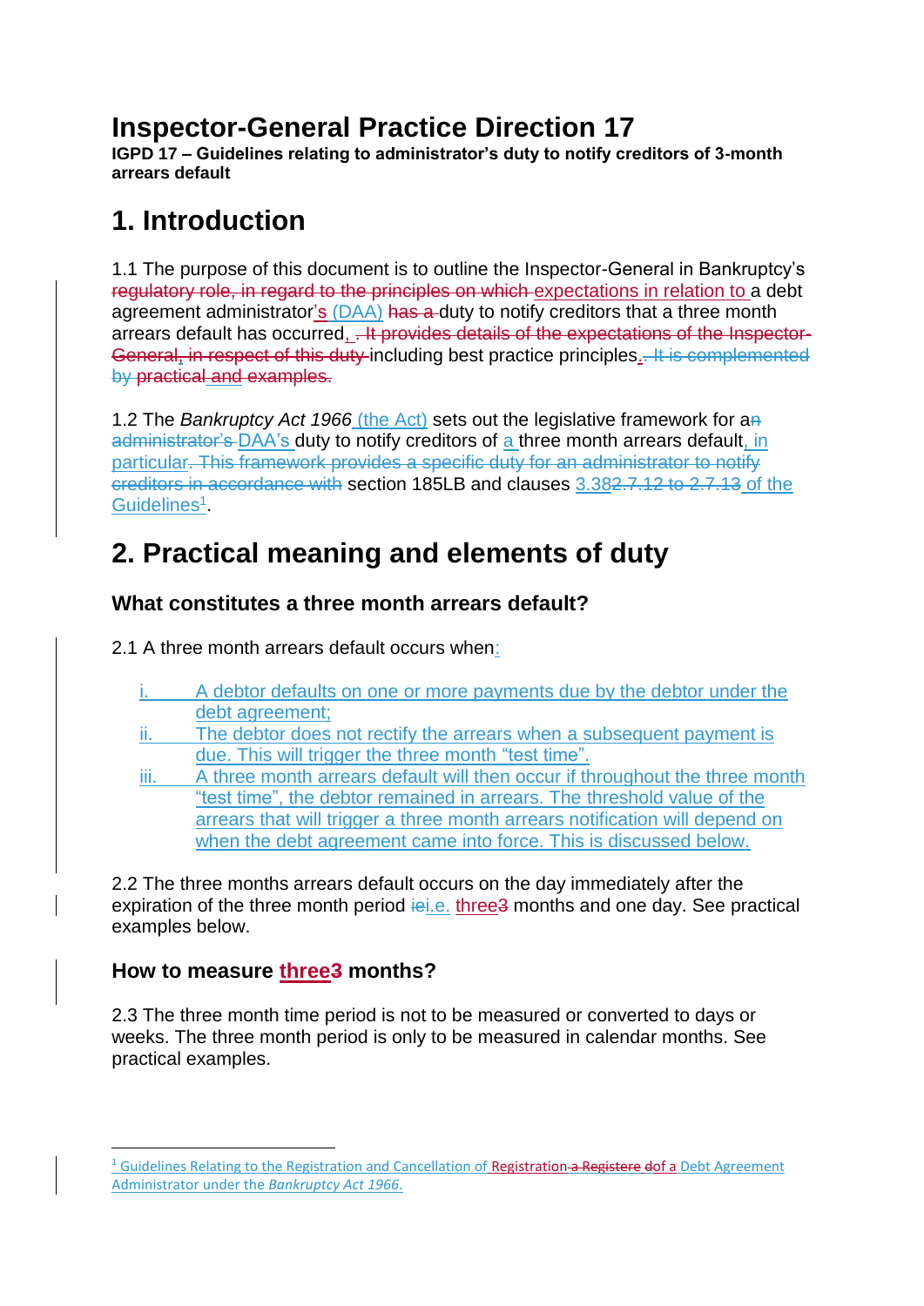# Inspector-General Practice Direction 17

**IGPD 17 – Guidelines relating to administrator's duty to notify creditors of 3-month arrears default**

# 1. Introduction

1.1 The purpose of this document is to outline the Inspector-General in Bankruptcy's ~~regulatory role, in regard to the principles on which~~ expectations in relation to a debt agreement administrator's (DAA) ~~has a~~ duty to notify creditors that a three month arrears default has occurred, ~~. It provides details of the expectations of the Inspector-General, in respect of this duty~~ including best practice principles. ~~It is complemented by practical and examples.~~

1.2 The *Bankruptcy Act 1966* (the Act) sets out the legislative framework for a~~n~~ ~~administrator's~~ DAA's duty to notify creditors of a three month arrears default, in particular~~. This framework provides a specific duty for an administrator to notify creditors in accordance with~~ section 185LB and clauses 3.38~~2.7.12 to 2.7.13~~ of the Guidelines[1].

# 2. Practical meaning and elements of duty

### What constitutes a three month arrears default?

2.1 A three month arrears default occurs when:

i. A debtor defaults on one or more payments due by the debtor under the debt agreement;

ii. The debtor does not rectify the arrears when a subsequent payment is due. This will trigger the three month "test time".

iii. A three month arrears default will then occur if throughout the three month "test time", the debtor remained in arrears. The threshold value of the arrears that will trigger a three month arrears notification will depend on when the debt agreement came into force. This is discussed below.

2.2 The three months arrears default occurs on the day immediately after the expiration of the three month period ~~ie~~i.e. three~~3~~ months and one day. See practical examples below.

### How to measure three~~3~~ months?

2.3 The three month time period is not to be measured or converted to days or weeks. The three month period is only to be measured in calendar months. See practical examples.

---

[1] Guidelines Relating to the Registration and Cancellation of Registration ~~a Registered~~ of a Debt Agreement Administrator under the *Bankruptcy Act 1966*.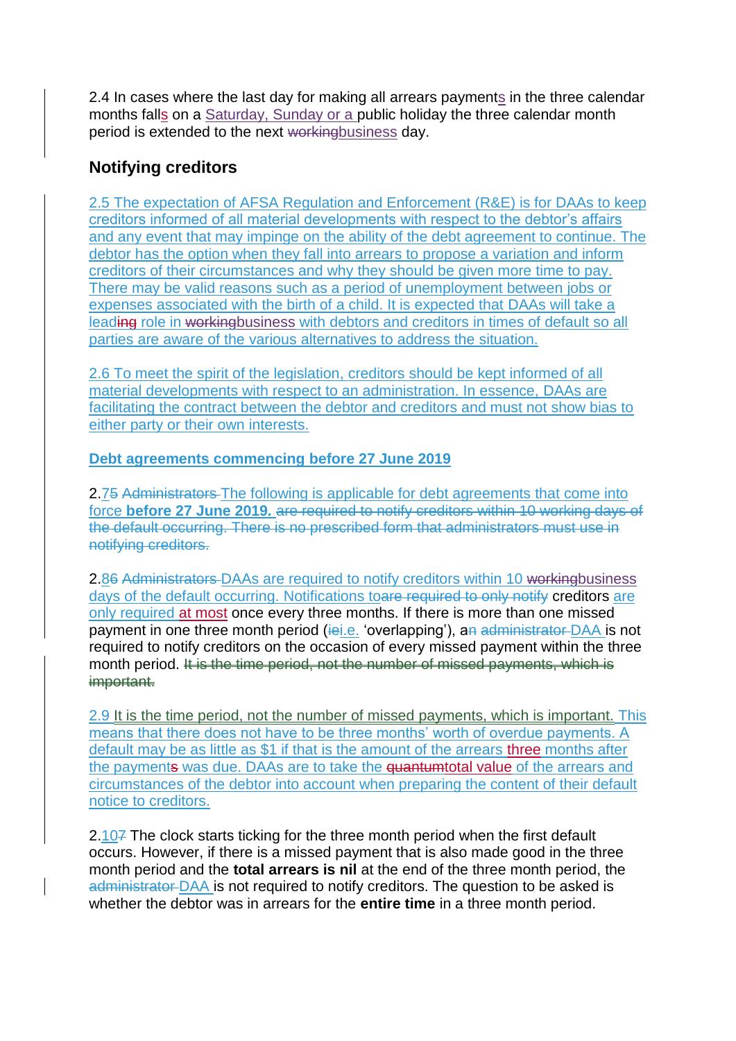2.4 In cases where the last day for making all arrears payments in the three calendar months falls on a Saturday, Sunday or a public holiday the three calendar month period is extended to the next ~~working~~business day.

## Notifying creditors

2.5 The expectation of AFSA Regulation and Enforcement (R&E) is for DAAs to keep creditors informed of all material developments with respect to the debtor's affairs and any event that may impinge on the ability of the debt agreement to continue. The debtor has the option when they fall into arrears to propose a variation and inform creditors of their circumstances and why they should be given more time to pay. There may be valid reasons such as a period of unemployment between jobs or expenses associated with the birth of a child. It is expected that DAAs will take a leading role in ~~working~~business with debtors and creditors in times of default so all parties are aware of the various alternatives to address the situation.

2.6 To meet the spirit of the legislation, creditors should be kept informed of all material developments with respect to an administration. In essence, DAAs are facilitating the contract between the debtor and creditors and must not show bias to either party or their own interests.

**Debt agreements commencing before 27 June 2019**

2.7~~5~~ ~~Administrators~~ The following is applicable for debt agreements that come into force **before 27 June 2019.** ~~are required to notify creditors within 10 working days of the default occurring. There is no prescribed form that administrators must use in notifying creditors.~~

2.8~~6~~ ~~Administrators~~ DAAs are required to notify creditors within 10 ~~working~~business days of the default occurring. Notifications to~~are required to only notify~~ creditors are only required at most once every three months. If there is more than one missed payment in one three month period (~~ie~~i.e. 'overlapping'), a~~n~~ ~~administrator~~ DAA is not required to notify creditors on the occasion of every missed payment within the three month period. ~~It is the time period, not the number of missed payments, which is important.~~

2.9 It is the time period, not the number of missed payments, which is important. This means that there does not have to be three months' worth of overdue payments. A default may be as little as $1 if that is the amount of the arrears three months after the payment~~s~~ was due. DAAs are to take the ~~quantum~~total value of the arrears and circumstances of the debtor into account when preparing the content of their default notice to creditors.

2.10~~7~~ The clock starts ticking for the three month period when the first default occurs. However, if there is a missed payment that is also made good in the three month period and the **total arrears is nil** at the end of the three month period, the ~~administrator~~ DAA is not required to notify creditors. The question to be asked is whether the debtor was in arrears for the **entire time** in a three month period.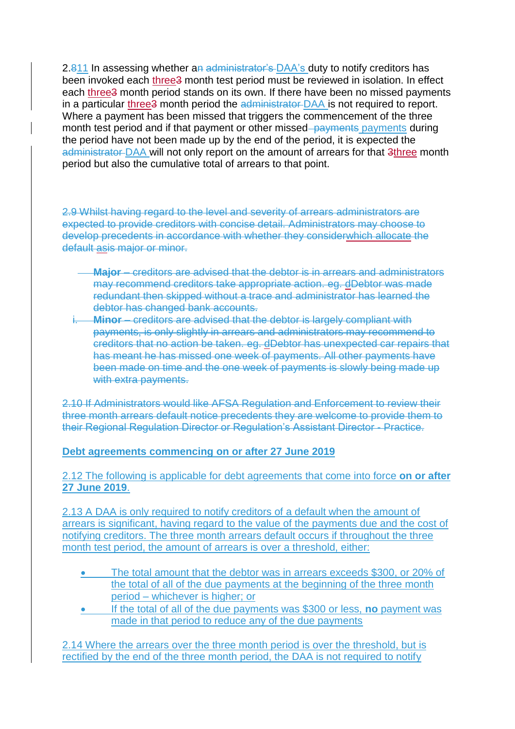2.~~8~~11 In assessing whether a~~n administrator's~~ DAA's duty to notify creditors has been invoked each three~~3~~ month test period must be reviewed in isolation. In effect each three~~3~~ month period stands on its own. If there have been no missed payments in a particular three~~3~~ month period the ~~administrator~~ DAA is not required to report. Where a payment has been missed that triggers the commencement of the three month test period and if that payment or other missed ~~payments~~ payments during the period have not been made up by the end of the period, it is expected the ~~administrator~~ DAA will not only report on the amount of arrears for that ~~3~~three month period but also the cumulative total of arrears to that point.

~~2.9 Whilst having regard to the level and severity of arrears administrators are expected to provide creditors with concise detail. Administrators may choose to develop precedents in accordance with whether they considerwhich allocate the default asis major or minor.~~

- ~~**Major** – creditors are advised that the debtor is in arrears and administrators may recommend creditors take appropriate action. eg. dDebtor was made redundant then skipped without a trace and administrator has learned the debtor has changed bank accounts.~~
- ~~i. **Minor** – creditors are advised that the debtor is largely compliant with payments, is only slightly in arrears and administrators may recommend to creditors that no action be taken. eg. dDebtor has unexpected car repairs that has meant he has missed one week of payments. All other payments have been made on time and the one week of payments is slowly being made up with extra payments.~~

~~2.10 If Administrators would like AFSA Regulation and Enforcement to review their three month arrears default notice precedents they are welcome to provide them to their Regional Regulation Director or Regulation's Assistant Director - Practice.~~

**Debt agreements commencing on or after 27 June 2019**

2.12 The following is applicable for debt agreements that come into force **on or after 27 June 2019**.

2.13 A DAA is only required to notify creditors of a default when the amount of arrears is significant, having regard to the value of the payments due and the cost of notifying creditors. The three month arrears default occurs if throughout the three month test period, the amount of arrears is over a threshold, either:

- The total amount that the debtor was in arrears exceeds $300, or 20% of the total of all of the due payments at the beginning of the three month period – whichever is higher; or
- If the total of all of the due payments was $300 or less, **no** payment was made in that period to reduce any of the due payments

2.14 Where the arrears over the three month period is over the threshold, but is rectified by the end of the three month period, the DAA is not required to notify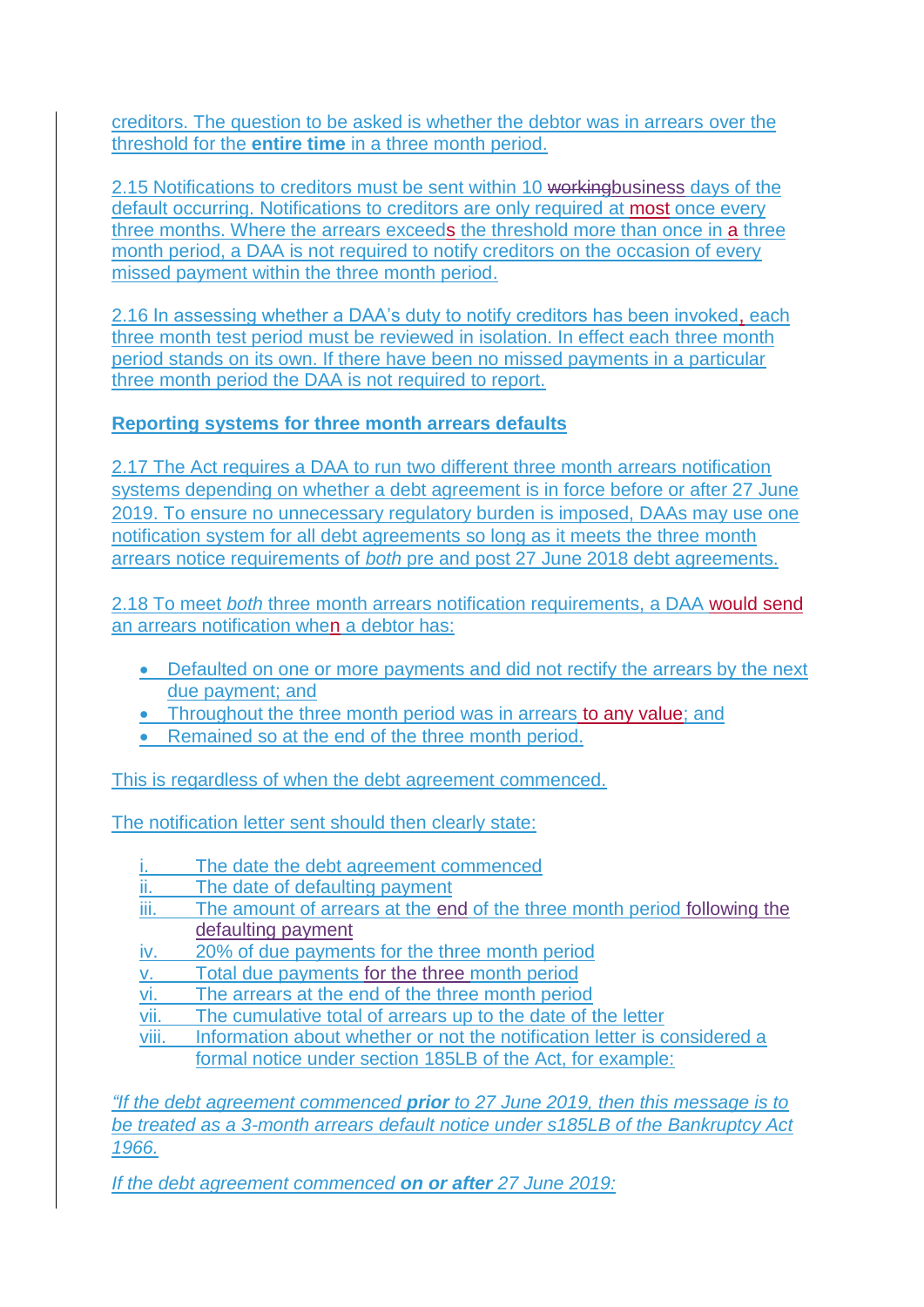creditors. The question to be asked is whether the debtor was in arrears over the threshold for the **entire time** in a three month period.

2.15 Notifications to creditors must be sent within 10 ~~working~~business days of the default occurring. Notifications to creditors are only required at most once every three months. Where the arrears exceeds the threshold more than once in a three month period, a DAA is not required to notify creditors on the occasion of every missed payment within the three month period.

2.16 In assessing whether a DAA's duty to notify creditors has been invoked, each three month test period must be reviewed in isolation. In effect each three month period stands on its own. If there have been no missed payments in a particular three month period the DAA is not required to report.

**Reporting systems for three month arrears defaults**

2.17 The Act requires a DAA to run two different three month arrears notification systems depending on whether a debt agreement is in force before or after 27 June 2019. To ensure no unnecessary regulatory burden is imposed, DAAs may use one notification system for all debt agreements so long as it meets the three month arrears notice requirements of *both* pre and post 27 June 2018 debt agreements.

2.18 To meet *both* three month arrears notification requirements, a DAA would send an arrears notification when a debtor has:

- Defaulted on one or more payments and did not rectify the arrears by the next due payment; and
- Throughout the three month period was in arrears to any value; and
- Remained so at the end of the three month period.

This is regardless of when the debt agreement commenced.

The notification letter sent should then clearly state:

i. The date the debt agreement commenced
ii. The date of defaulting payment
iii. The amount of arrears at the end of the three month period following the defaulting payment
iv. 20% of due payments for the three month period
v. Total due payments for the three month period
vi. The arrears at the end of the three month period
vii. The cumulative total of arrears up to the date of the letter
viii. Information about whether or not the notification letter is considered a formal notice under section 185LB of the Act, for example:

*"If the debt agreement commenced **prior** to 27 June 2019, then this message is to be treated as a 3-month arrears default notice under s185LB of the Bankruptcy Act 1966.*

*If the debt agreement commenced **on or after** 27 June 2019:*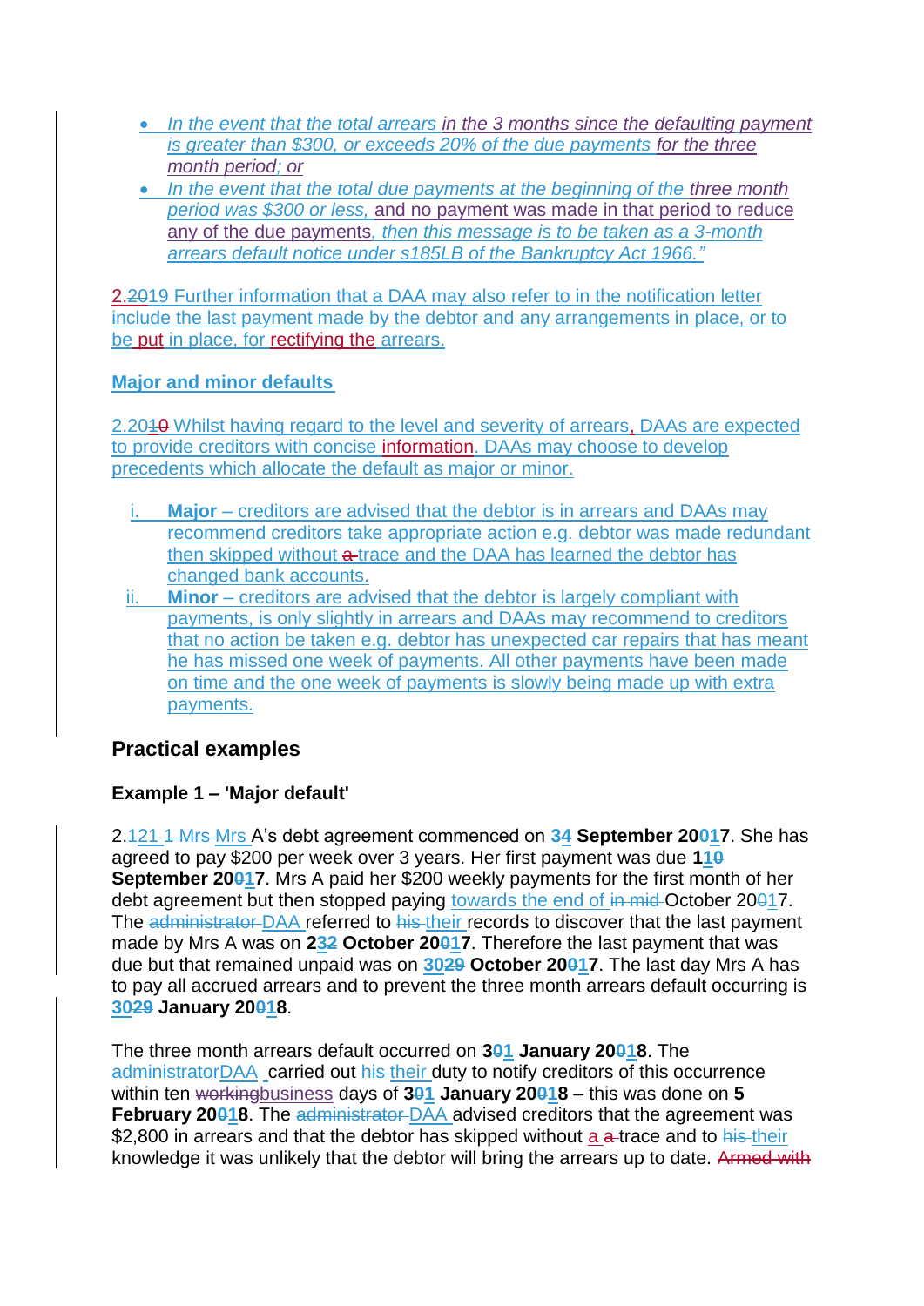- *In the event that the total arrears in the 3 months since the defaulting payment is greater than $300, or exceeds 20% of the due payments for the three month period; or*
- *In the event that the total due payments at the beginning of the three month period was $300 or less,* and no payment was made in that period to reduce any of the due payments*, then this message is to be taken as a 3-month arrears default notice under s185LB of the Bankruptcy Act 1966."*

2.~~20~~19 Further information that a DAA may also refer to in the notification letter include the last payment made by the debtor and any arrangements in place, or to be put in place, for rectifying the arrears.

**Major and minor defaults**

2.20~~10~~ Whilst having regard to the level and severity of arrears, DAAs are expected to provide creditors with concise information. DAAs may choose to develop precedents which allocate the default as major or minor.

i. **Major** – creditors are advised that the debtor is in arrears and DAAs may recommend creditors take appropriate action e.g. debtor was made redundant then skipped without ~~a~~ trace and the DAA has learned the debtor has changed bank accounts.

ii. **Minor** – creditors are advised that the debtor is largely compliant with payments, is only slightly in arrears and DAAs may recommend to creditors that no action be taken e.g. debtor has unexpected car repairs that has meant he has missed one week of payments. All other payments have been made on time and the one week of payments is slowly being made up with extra payments.

## Practical examples

### Example 1 – 'Major default'

2.~~1~~21 ~~1 Mrs~~ Mrs A's debt agreement commenced on ~~3~~**4 September 20~~0~~17**. She has agreed to pay $200 per week over 3 years. Her first payment was due **11~~0~~ September 20~~0~~17**. Mrs A paid her $200 weekly payments for the first month of her debt agreement but then stopped paying towards the end of ~~in mid~~ October 20~~0~~17. The ~~administrator~~ DAA referred to ~~his~~ their records to discover that the last payment made by Mrs A was on **23~~2~~ October 20~~0~~17**. Therefore the last payment that was due but that remained unpaid was on **30~~29~~ October 20~~0~~17**. The last day Mrs A has to pay all accrued arrears and to prevent the three month arrears default occurring is **30~~29~~ January 20~~0~~18**.

The three month arrears default occurred on **3~~0~~1 January 20~~0~~18**. The ~~administrator~~DAA carried out ~~his~~ their duty to notify creditors of this occurrence within ten ~~working~~business days of **3~~0~~1 January 20~~0~~18** – this was done on **5 February 20~~0~~18**. The ~~administrator~~ DAA advised creditors that the agreement was $2,800 in arrears and that the debtor has skipped without a ~~a~~ trace and to ~~his~~ their knowledge it was unlikely that the debtor will bring the arrears up to date. ~~Armed with~~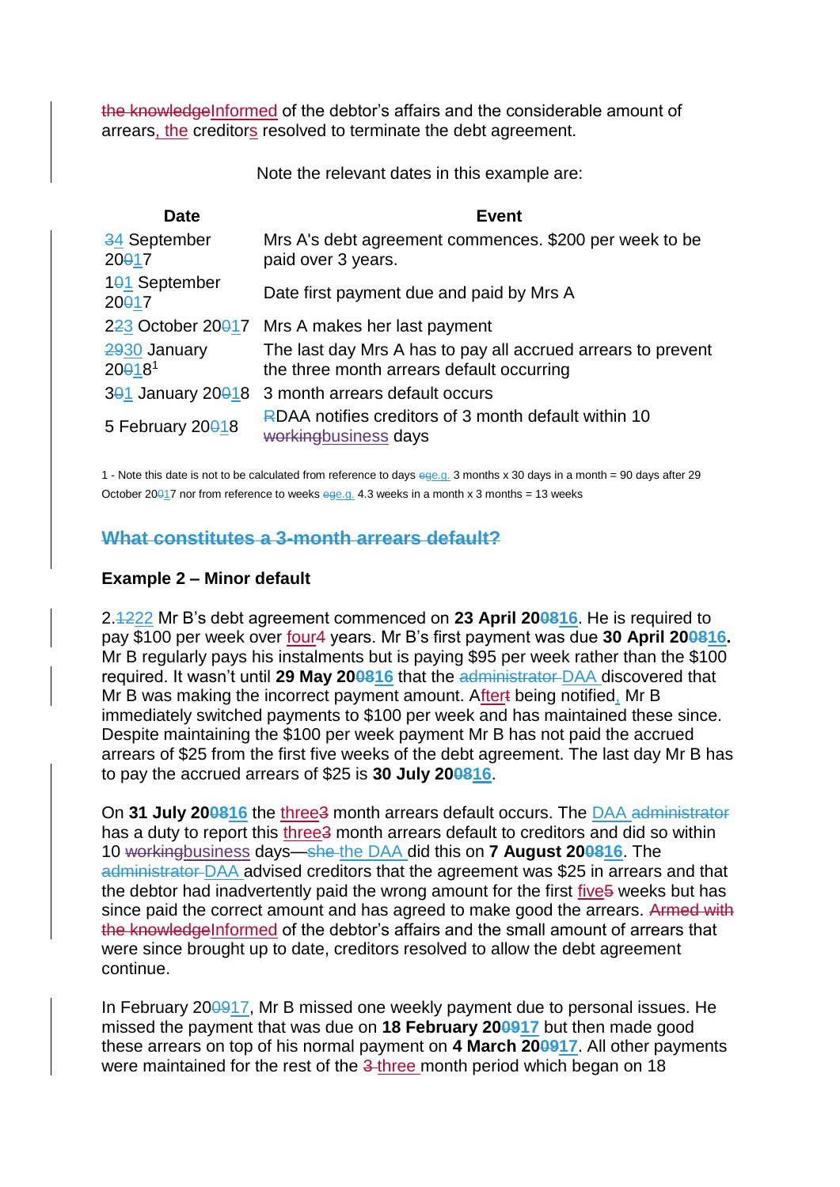Informed of the debtor's affairs and the considerable amount of arrears, the creditors resolved to terminate the debt agreement.

Note the relevant dates in this example are:

| Date | Event |
| --- | --- |
| 4 September 2017 | Mrs A's debt agreement commences. $200 per week to be paid over 3 years. |
| 11 September 2017 | Date first payment due and paid by Mrs A |
| 23 October 2017 | Mrs A makes her last payment |
| 30 January 2018[1] | The last day Mrs A has to pay all accrued arrears to prevent the three month arrears default occurring |
| 31 January 2018 | 3 month arrears default occurs |
| 5 February 2018 | DAA notifies creditors of 3 month default within 10 business days |

1 - Note this date is not to be calculated from reference to days e.g. 3 months x 30 days in a month = 90 days after 29 October 2017 nor from reference to weeks e.g. 4.3 weeks in a month x 3 months = 13 weeks

**Example 2 – Minor default**

2.22 Mr B's debt agreement commenced on **23 April 2016**. He is required to pay $100 per week over four years. Mr B's first payment was due **30 April 2016.** Mr B regularly pays his instalments but is paying $95 per week rather than the $100 required. It wasn't until **29 May 2016** that the DAA discovered that Mr B was making the incorrect payment amount. After being notified, Mr B immediately switched payments to $100 per week and has maintained these since. Despite maintaining the $100 per week payment Mr B has not paid the accrued arrears of $25 from the first five weeks of the debt agreement. The last day Mr B has to pay the accrued arrears of $25 is **30 July 2016**.

On **31 July 2016** the three month arrears default occurs. The DAA has a duty to report this three month arrears default to creditors and did so within 10 business days—the DAA did this on **7 August 2016**. The DAA advised creditors that the agreement was $25 in arrears and that the debtor had inadvertently paid the wrong amount for the first five weeks but has since paid the correct amount and has agreed to make good the arrears. Informed of the debtor's affairs and the small amount of arrears that were since brought up to date, creditors resolved to allow the debt agreement continue.

In February 2017, Mr B missed one weekly payment due to personal issues. He missed the payment that was due on **18 February 2017** but then made good these arrears on top of his normal payment on **4 March 2017**. All other payments were maintained for the rest of the three month period which began on 18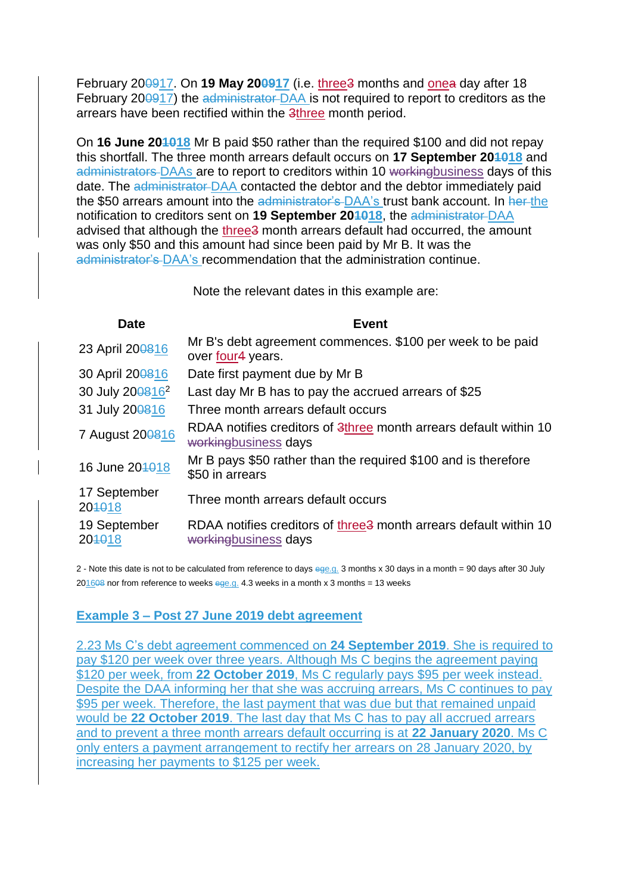February 20~~09~~17. On **19 May 20~~09~~17** (i.e. three~~3~~ months and one~~a~~ day after 18 February 20~~09~~17) the ~~administrator~~ DAA is not required to report to creditors as the arrears have been rectified within the ~~3~~three month period.

On **16 June 20~~10~~18** Mr B paid $50 rather than the required $100 and did not repay this shortfall. The three month arrears default occurs on **17 September 20~~10~~18** and ~~administrators~~ DAAs are to report to creditors within 10 ~~working~~business days of this date. The ~~administrator~~ DAA contacted the debtor and the debtor immediately paid the $50 arrears amount into the ~~administrator's~~ DAA's trust bank account. In ~~her~~ the notification to creditors sent on **19 September 20~~10~~18**, the ~~administrator~~ DAA advised that although the three~~3~~ month arrears default had occurred, the amount was only $50 and this amount had since been paid by Mr B. It was the ~~administrator's~~ DAA's recommendation that the administration continue.

Note the relevant dates in this example are:

| Date | Event |
|---|---|
| 23 April 20~~08~~16 | Mr B's debt agreement commences. $100 per week to be paid over four~~4~~ years. |
| 30 April 20~~08~~16 | Date first payment due by Mr B |
| 30 July 20~~08~~16[2] | Last day Mr B has to pay the accrued arrears of $25 |
| 31 July 20~~08~~16 | Three month arrears default occurs |
| 7 August 20~~08~~16 | RDAA notifies creditors of ~~3~~three month arrears default within 10 ~~working~~business days |
| 16 June 20~~10~~18 | Mr B pays $50 rather than the required $100 and is therefore $50 in arrears |
| 17 September 20~~10~~18 | Three month arrears default occurs |
| 19 September 20~~10~~18 | RDAA notifies creditors of three~~3~~ month arrears default within 10 ~~working~~business days |

2 - Note this date is not to be calculated from reference to days ~~eg~~e.g. 3 months x 30 days in a month = 90 days after 30 July 2016~~08~~ nor from reference to weeks ~~eg~~e.g. 4.3 weeks in a month x 3 months = 13 weeks

**Example 3 – Post 27 June 2019 debt agreement**

2.23 Ms C's debt agreement commenced on **24 September 2019**. She is required to pay $120 per week over three years. Although Ms C begins the agreement paying $120 per week, from **22 October 2019**, Ms C regularly pays $95 per week instead. Despite the DAA informing her that she was accruing arrears, Ms C continues to pay $95 per week. Therefore, the last payment that was due but that remained unpaid would be **22 October 2019**. The last day that Ms C has to pay all accrued arrears and to prevent a three month arrears default occurring is at **22 January 2020**. Ms C only enters a payment arrangement to rectify her arrears on 28 January 2020, by increasing her payments to $125 per week.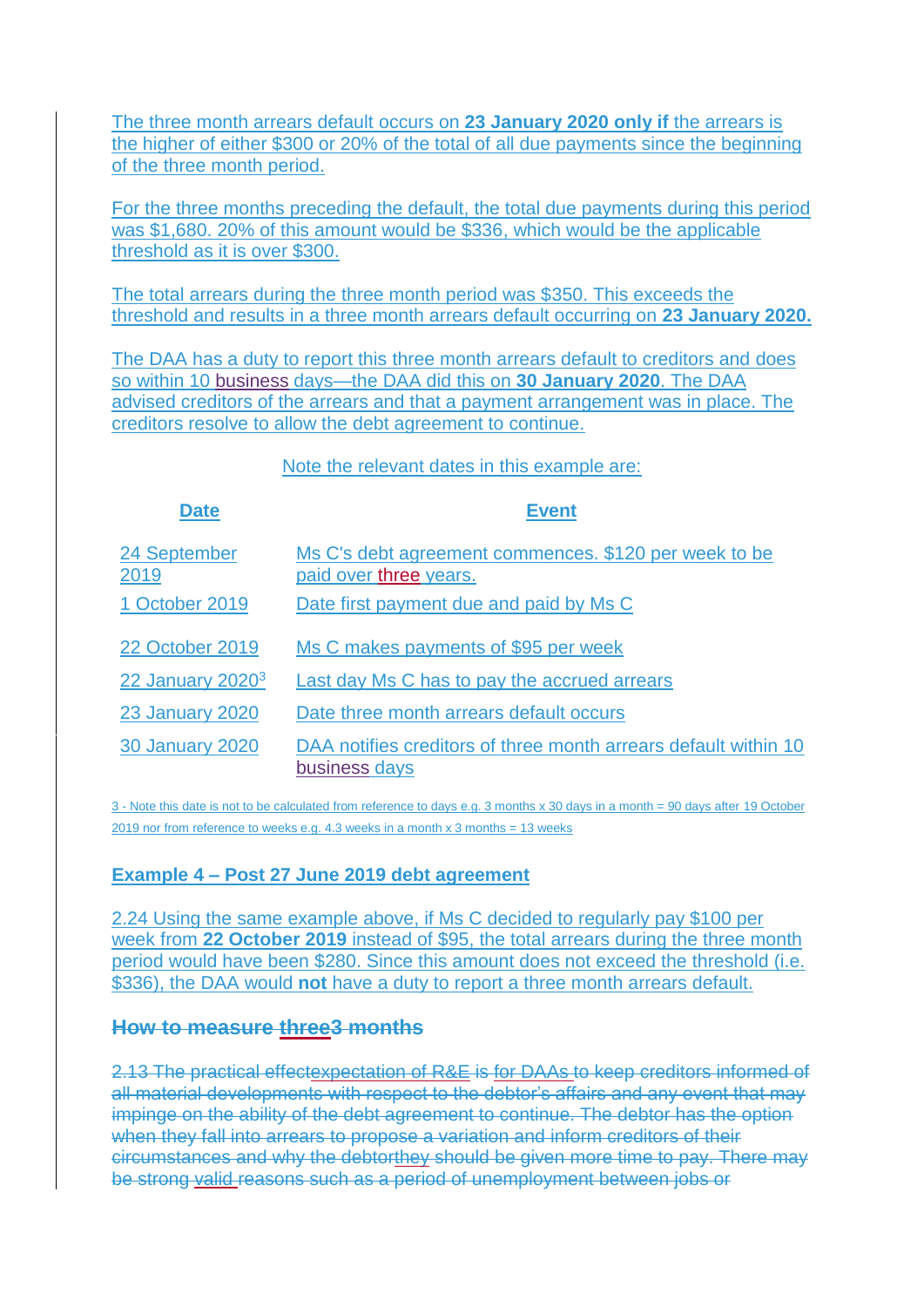The three month arrears default occurs on **23 January 2020 only if** the arrears is the higher of either $300 or 20% of the total of all due payments since the beginning of the three month period.

For the three months preceding the default, the total due payments during this period was $1,680. 20% of this amount would be $336, which would be the applicable threshold as it is over $300.

The total arrears during the three month period was $350. This exceeds the threshold and results in a three month arrears default occurring on **23 January 2020.**

The DAA has a duty to report this three month arrears default to creditors and does so within 10 business days—the DAA did this on **30 January 2020**. The DAA advised creditors of the arrears and that a payment arrangement was in place. The creditors resolve to allow the debt agreement to continue.

Note the relevant dates in this example are:

| **Date** | **Event** |
|---|---|
| 24 September 2019 | Ms C's debt agreement commences. $120 per week to be paid over three years. |
| 1 October 2019 | Date first payment due and paid by Ms C |
| 22 October 2019 | Ms C makes payments of $95 per week |
| 22 January 2020[3] | Last day Ms C has to pay the accrued arrears |
| 23 January 2020 | Date three month arrears default occurs |
| 30 January 2020 | DAA notifies creditors of three month arrears default within 10 business days |

3 - Note this date is not to be calculated from reference to days e.g. 3 months x 30 days in a month = 90 days after 19 October 2019 nor from reference to weeks e.g. 4.3 weeks in a month x 3 months = 13 weeks

### Example 4 – Post 27 June 2019 debt agreement

2.24 Using the same example above, if Ms C decided to regularly pay $100 per week from **22 October 2019** instead of $95, the total arrears during the three month period would have been $280. Since this amount does not exceed the threshold (i.e. $336), the DAA would **not** have a duty to report a three month arrears default.

### ~~How to measure three3 months~~

~~2.13 The practical effectexpectation of R&E is for DAAs to keep creditors informed of all material developments with respect to the debtor's affairs and any event that may impinge on the ability of the debt agreement to continue. The debtor has the option when they fall into arrears to propose a variation and inform creditors of their circumstances and why the debtorthey should be given more time to pay. There may be strong valid reasons such as a period of unemployment between jobs or~~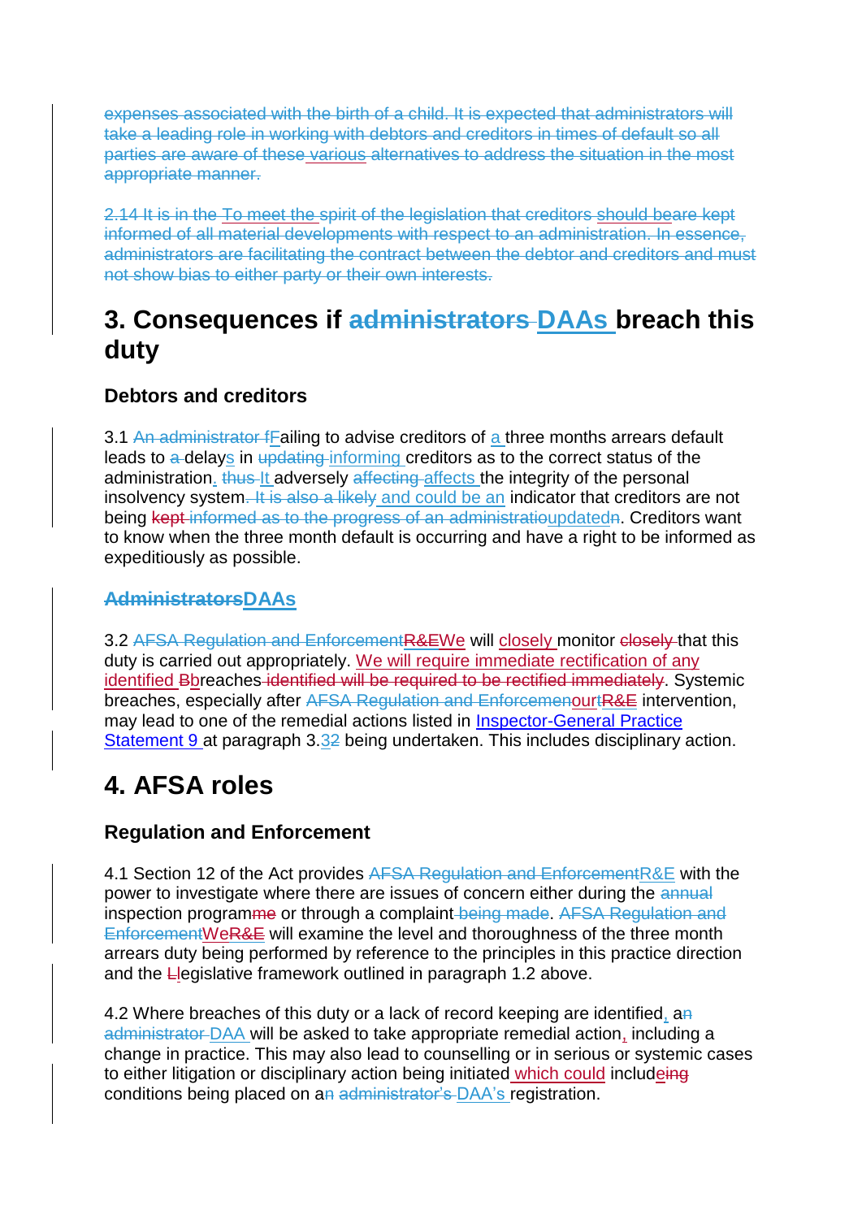~~expenses associated with the birth of a child. It is expected that administrators will take a leading role in working with debtors and creditors in times of default so all parties are aware of these various alternatives to address the situation in the most appropriate manner.~~

~~2.14 It is in the To meet the spirit of the legislation that creditors should beare kept informed of all material developments with respect to an administration. In essence, administrators are facilitating the contract between the debtor and creditors and must not show bias to either party or their own interests.~~

## 3. Consequences if ~~administrators~~ DAAs breach this duty

### Debtors and creditors

3.1 ~~An administrator f~~Failing to advise creditors of a three months arrears default leads to ~~a~~ delays in ~~updating~~ informing creditors as to the correct status of the administration. ~~thus~~ It adversely ~~affecting~~ affects the integrity of the personal insolvency system~~. It is also a likely~~ and could be an indicator that creditors are not being ~~kept informed as to the progress of an administratio~~updated~~n~~. Creditors want to know when the three month default is occurring and have a right to be informed as expeditiously as possible.

### ~~Administrators~~DAAs

3.2 ~~AFSA Regulation and Enforcement~~~~R&E~~We will closely monitor ~~closely~~ that this duty is carried out appropriately. We will require immediate rectification of any identified ~~B~~breaches ~~identified will be required to be rectified immediately~~. Systemic breaches, especially after ~~AFSA Regulation and Enforcemen~~our~~t~~~~R&E~~ intervention, may lead to one of the remedial actions listed in Inspector-General Practice Statement 9 at paragraph 3.3~~2~~ being undertaken. This includes disciplinary action.

## 4. AFSA roles

### Regulation and Enforcement

4.1 Section 12 of the Act provides ~~AFSA Regulation and Enforcement~~R&E with the power to investigate where there are issues of concern either during the ~~annual~~ inspection programm~~me~~ or through a complaint ~~being made~~. ~~AFSA Regulation and Enforcement~~We~~R&E~~ will examine the level and thoroughness of the three month arrears duty being performed by reference to the principles in this practice direction and the ~~L~~legislative framework outlined in paragraph 1.2 above.

4.2 Where breaches of this duty or a lack of record keeping are identified, a~~n~~ ~~administrator~~ DAA will be asked to take appropriate remedial action, including a change in practice. This may also lead to counselling or in serious or systemic cases to either litigation or disciplinary action being initiated which could includ~~eing~~ conditions being placed on a~~n~~ ~~administrator's~~ DAA's registration.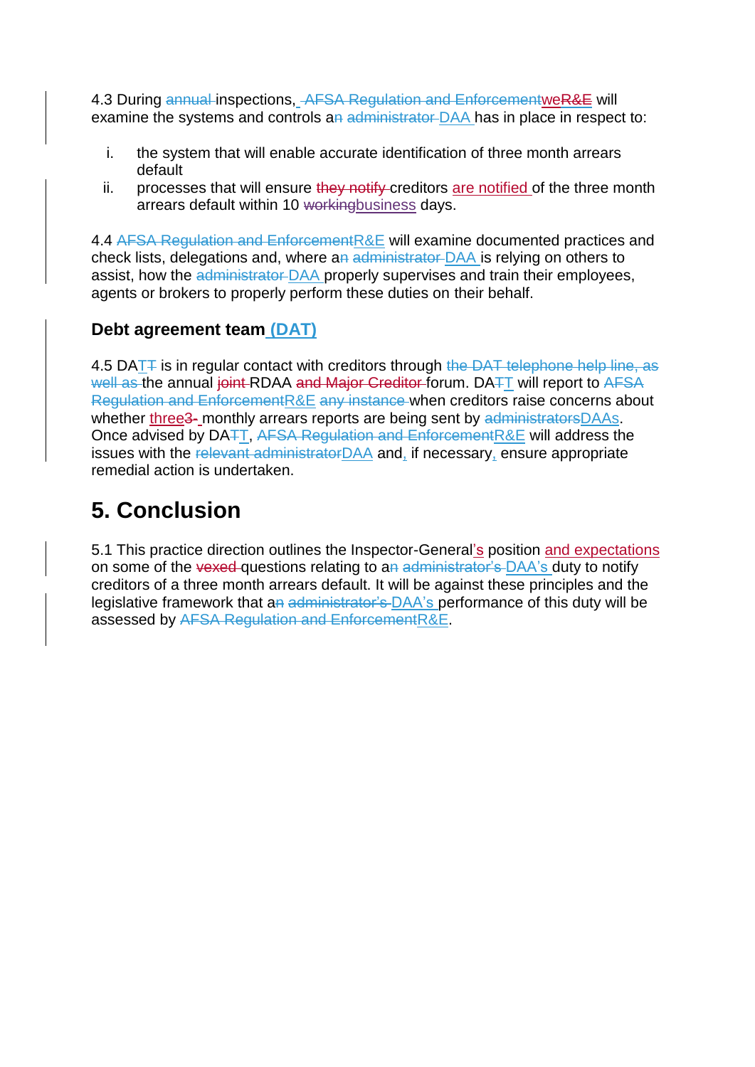4.3 During inspections, R&E will examine the systems and controls a DAA has in place in respect to:

i. the system that will enable accurate identification of three month arrears default
ii. processes that will ensure creditors are notified of the three month arrears default within 10 business days.

4.4 R&E will examine documented practices and check lists, delegations and, where a DAA is relying on others to assist, how the DAA properly supervises and train their employees, agents or brokers to properly perform these duties on their behalf.

### Debt agreement team (DAT)

4.5 DAT is in regular contact with creditors through the annual RDAA forum. DAT will report to R&E when creditors raise concerns about whether three monthly arrears reports are being sent by DAAs. Once advised by DAT, R&E will address the issues with the DAA and, if necessary, ensure appropriate remedial action is undertaken.

## 5. Conclusion

5.1 This practice direction outlines the Inspector-General's position and expectations on some of the questions relating to a DAA's duty to notify creditors of a three month arrears default. It will be against these principles and the legislative framework that a DAA's performance of this duty will be assessed by R&E.